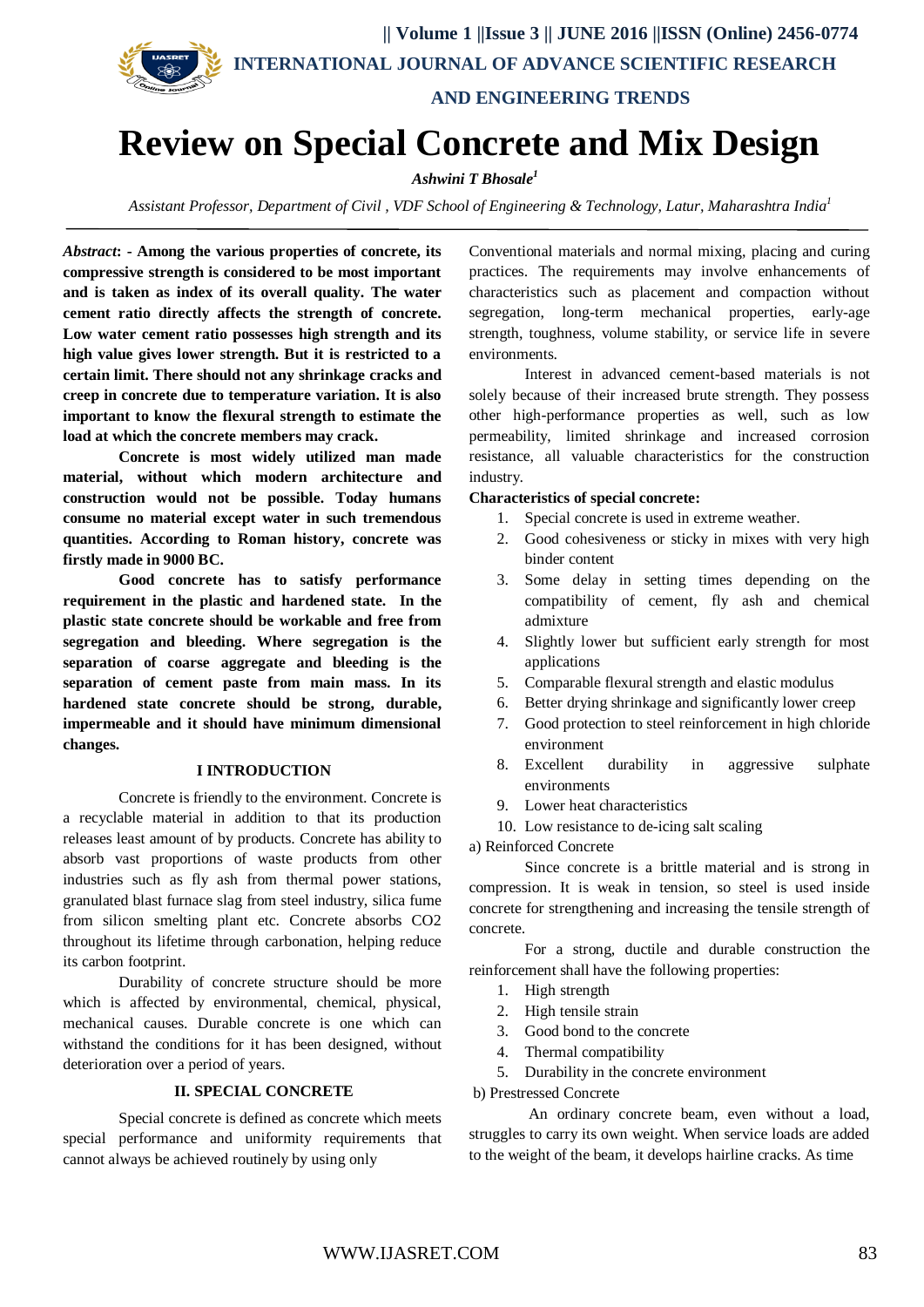# Review on Special Concrete and Mix Design

***Ashwini T Bhosale*[1]**

*Assistant Professor, Department of Civil , VDF School of Engineering & Technology, Latur, Maharashtra India*[1]

***Abstract*: - Among the various properties of concrete, its compressive strength is considered to be most important and is taken as index of its overall quality. The water cement ratio directly affects the strength of concrete. Low water cement ratio possesses high strength and its high value gives lower strength. But it is restricted to a certain limit. There should not any shrinkage cracks and creep in concrete due to temperature variation. It is also important to know the flexural strength to estimate the load at which the concrete members may crack.**

**Concrete is most widely utilized man made material, without which modern architecture and construction would not be possible. Today humans consume no material except water in such tremendous quantities. According to Roman history, concrete was firstly made in 9000 BC.**

**Good concrete has to satisfy performance requirement in the plastic and hardened state. In the plastic state concrete should be workable and free from segregation and bleeding. Where segregation is the separation of coarse aggregate and bleeding is the separation of cement paste from main mass. In its hardened state concrete should be strong, durable, impermeable and it should have minimum dimensional changes.**

## I INTRODUCTION

Concrete is friendly to the environment. Concrete is a recyclable material in addition to that its production releases least amount of by products. Concrete has ability to absorb vast proportions of waste products from other industries such as fly ash from thermal power stations, granulated blast furnace slag from steel industry, silica fume from silicon smelting plant etc. Concrete absorbs CO2 throughout its lifetime through carbonation, helping reduce its carbon footprint.

Durability of concrete structure should be more which is affected by environmental, chemical, physical, mechanical causes. Durable concrete is one which can withstand the conditions for it has been designed, without deterioration over a period of years.

## II. SPECIAL CONCRETE

Special concrete is defined as concrete which meets special performance and uniformity requirements that cannot always be achieved routinely by using only Conventional materials and normal mixing, placing and curing practices. The requirements may involve enhancements of characteristics such as placement and compaction without segregation, long-term mechanical properties, early-age strength, toughness, volume stability, or service life in severe environments.

Interest in advanced cement-based materials is not solely because of their increased brute strength. They possess other high-performance properties as well, such as low permeability, limited shrinkage and increased corrosion resistance, all valuable characteristics for the construction industry.

**Characteristics of special concrete:**

1. Special concrete is used in extreme weather.
2. Good cohesiveness or sticky in mixes with very high binder content
3. Some delay in setting times depending on the compatibility of cement, fly ash and chemical admixture
4. Slightly lower but sufficient early strength for most applications
5. Comparable flexural strength and elastic modulus
6. Better drying shrinkage and significantly lower creep
7. Good protection to steel reinforcement in high chloride environment
8. Excellent durability in aggressive sulphate environments
9. Lower heat characteristics
10. Low resistance to de-icing salt scaling

a) Reinforced Concrete

Since concrete is a brittle material and is strong in compression. It is weak in tension, so steel is used inside concrete for strengthening and increasing the tensile strength of concrete.

For a strong, ductile and durable construction the reinforcement shall have the following properties:

1. High strength
2. High tensile strain
3. Good bond to the concrete
4. Thermal compatibility
5. Durability in the concrete environment

b) Prestressed Concrete

An ordinary concrete beam, even without a load, struggles to carry its own weight. When service loads are added to the weight of the beam, it develops hairline cracks. As time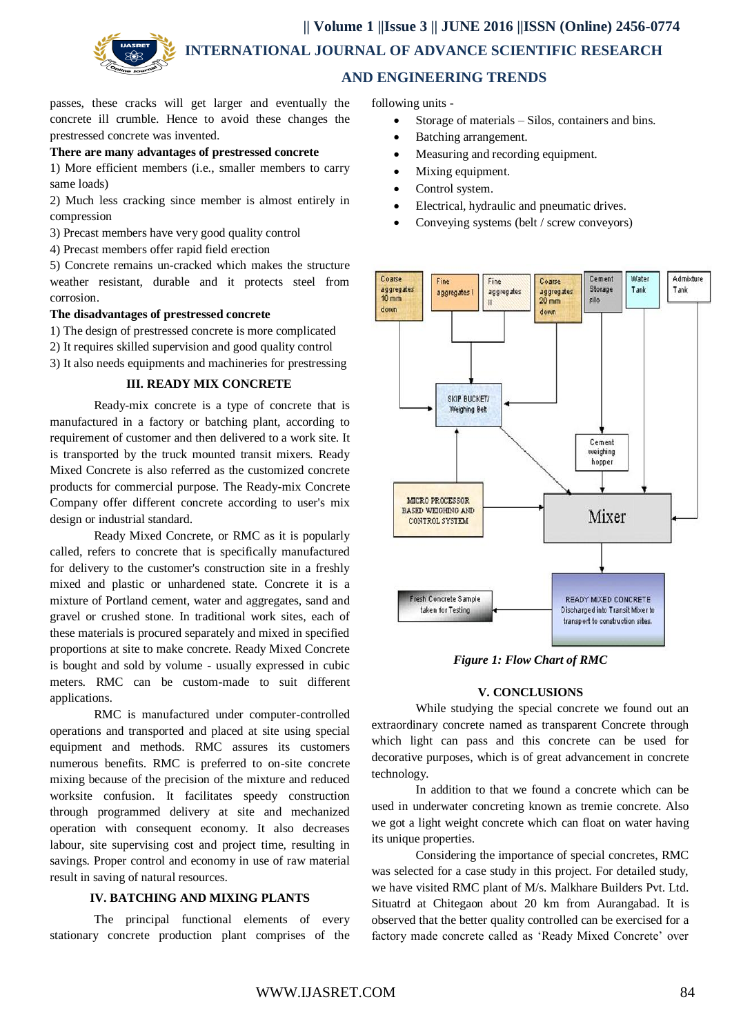passes, these cracks will get larger and eventually the concrete ill crumble. Hence to avoid these changes the prestressed concrete was invented.

**There are many advantages of prestressed concrete**

1) More efficient members (i.e., smaller members to carry same loads)

2) Much less cracking since member is almost entirely in compression

3) Precast members have very good quality control

4) Precast members offer rapid field erection

5) Concrete remains un-cracked which makes the structure weather resistant, durable and it protects steel from corrosion.

**The disadvantages of prestressed concrete**

1) The design of prestressed concrete is more complicated

2) It requires skilled supervision and good quality control

3) It also needs equipments and machineries for prestressing

## III. READY MIX CONCRETE

Ready-mix concrete is a type of concrete that is manufactured in a factory or batching plant, according to requirement of customer and then delivered to a work site. It is transported by the truck mounted transit mixers. Ready Mixed Concrete is also referred as the customized concrete products for commercial purpose. The Ready-mix Concrete Company offer different concrete according to user's mix design or industrial standard.

Ready Mixed Concrete, or RMC as it is popularly called, refers to concrete that is specifically manufactured for delivery to the customer's construction site in a freshly mixed and plastic or unhardened state. Concrete it is a mixture of Portland cement, water and aggregates, sand and gravel or crushed stone. In traditional work sites, each of these materials is procured separately and mixed in specified proportions at site to make concrete. Ready Mixed Concrete is bought and sold by volume - usually expressed in cubic meters. RMC can be custom-made to suit different applications.

RMC is manufactured under computer-controlled operations and transported and placed at site using special equipment and methods. RMC assures its customers numerous benefits. RMC is preferred to on-site concrete mixing because of the precision of the mixture and reduced worksite confusion. It facilitates speedy construction through programmed delivery at site and mechanized operation with consequent economy. It also decreases labour, site supervising cost and project time, resulting in savings. Proper control and economy in use of raw material result in saving of natural resources.

## IV. BATCHING AND MIXING PLANTS

The principal functional elements of every stationary concrete production plant comprises of the following units -

- Storage of materials – Silos, containers and bins.
- Batching arrangement.
- Measuring and recording equipment.
- Mixing equipment.
- Control system.
- Electrical, hydraulic and pneumatic drives.
- Conveying systems (belt / screw conveyors)

*Figure 1: Flow Chart of RMC*

## V. CONCLUSIONS

While studying the special concrete we found out an extraordinary concrete named as transparent Concrete through which light can pass and this concrete can be used for decorative purposes, which is of great advancement in concrete technology.

In addition to that we found a concrete which can be used in underwater concreting known as tremie concrete. Also we got a light weight concrete which can float on water having its unique properties.

Considering the importance of special concretes, RMC was selected for a case study in this project. For detailed study, we have visited RMC plant of M/s. Malkhare Builders Pvt. Ltd. Situatrd at Chitegaon about 20 km from Aurangabad. It is observed that the better quality controlled can be exercised for a factory made concrete called as 'Ready Mixed Concrete' over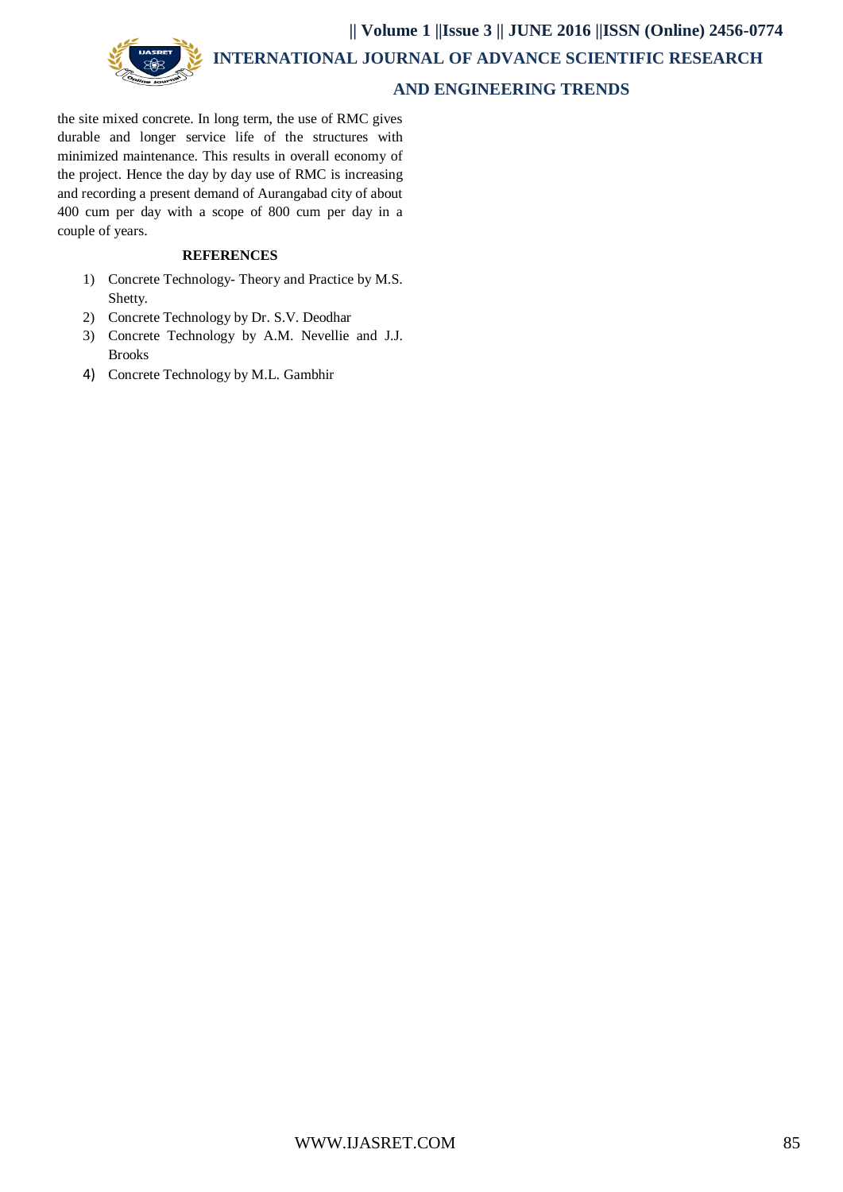the site mixed concrete. In long term, the use of RMC gives durable and longer service life of the structures with minimized maintenance. This results in overall economy of the project. Hence the day by day use of RMC is increasing and recording a present demand of Aurangabad city of about 400 cum per day with a scope of 800 cum per day in a couple of years.

## REFERENCES

1) Concrete Technology- Theory and Practice by M.S. Shetty.
2) Concrete Technology by Dr. S.V. Deodhar
3) Concrete Technology by A.M. Nevellie and J.J. Brooks
4) Concrete Technology by M.L. Gambhir